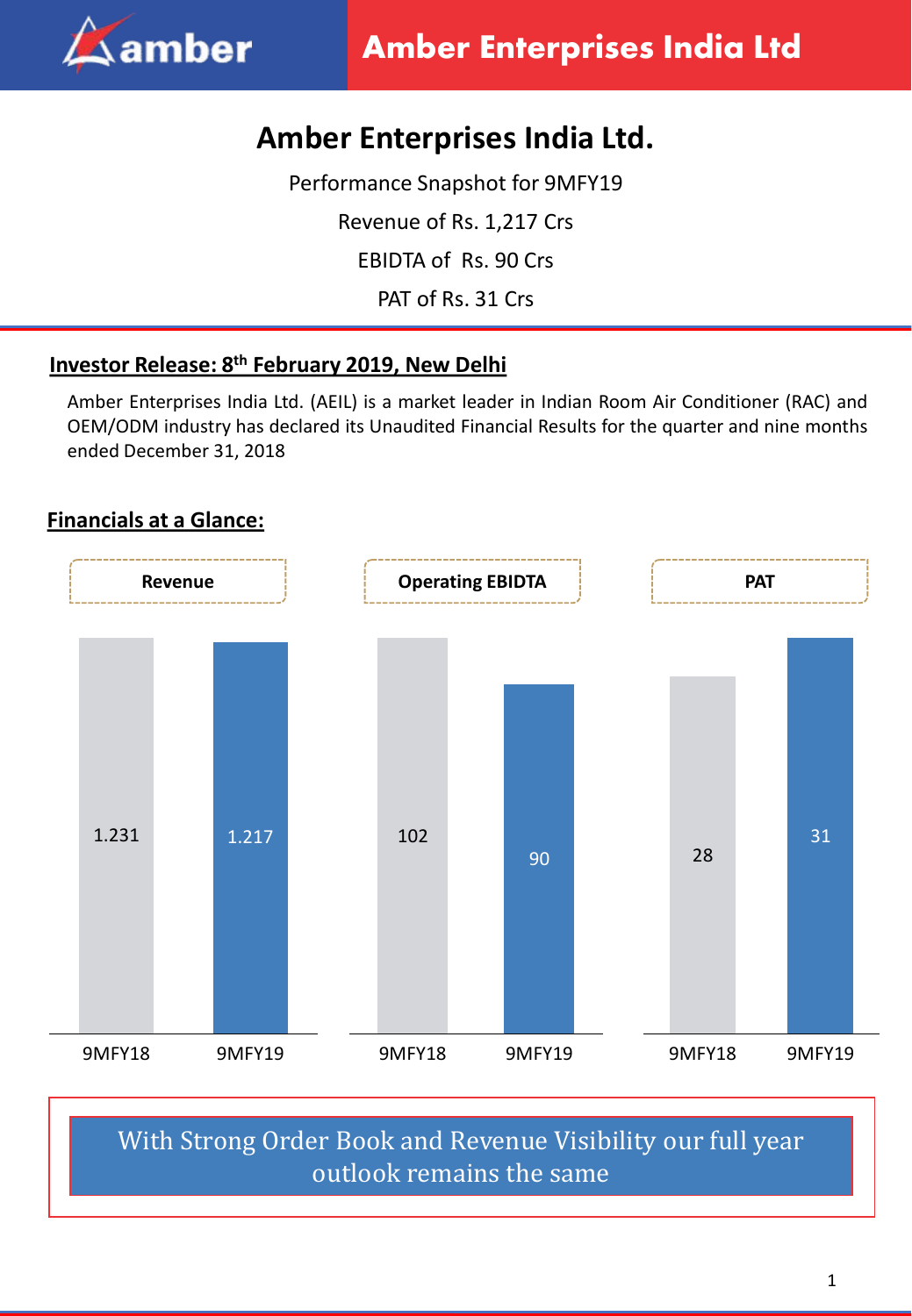# Amber Enterprises India Ltd.

Performance Snapshot for 9MFY19

Revenue of Rs. 1,217 Crs

EBIDTA of Rs. 90 Crs

PAT of Rs. 31 Crs

## Investor Release: 8th February 2019, New Delhi

Amber Enterprises India Ltd. (AEIL) is a market leader in Indian Room Air Conditioner (RAC) and OEM/ODM industry has declared its Unaudited Financial Results for the quarter and nine months ended December 31, 2018

## Financials at a Glance:

| | 9MFY18 | 9MFY19 |
|---|---|---|
| Revenue | 1.231 | 1.217 |
| Operating EBIDTA | 102 | 90 |
| PAT | 28 | 31 |

**With Strong Order Book and Revenue Visibility our full year outlook remains the same**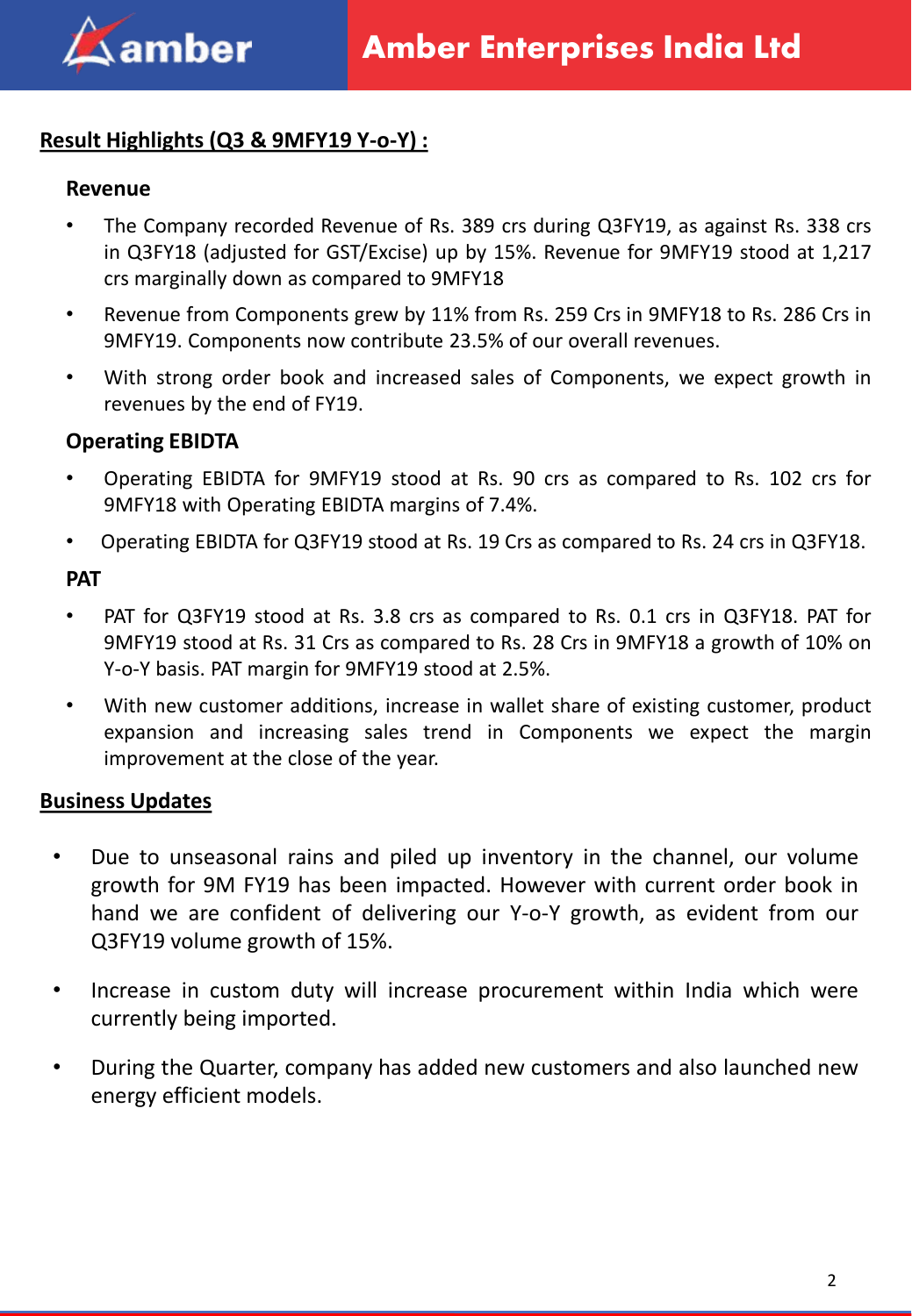## Result Highlights (Q3 & 9MFY19 Y-o-Y) :

### Revenue

- The Company recorded Revenue of Rs. 389 crs during Q3FY19, as against Rs. 338 crs in Q3FY18 (adjusted for GST/Excise) up by 15%. Revenue for 9MFY19 stood at 1,217 crs marginally down as compared to 9MFY18
- Revenue from Components grew by 11% from Rs. 259 Crs in 9MFY18 to Rs. 286 Crs in 9MFY19. Components now contribute 23.5% of our overall revenues.
- With strong order book and increased sales of Components, we expect growth in revenues by the end of FY19.

### Operating EBIDTA

- Operating EBIDTA for 9MFY19 stood at Rs. 90 crs as compared to Rs. 102 crs for 9MFY18 with Operating EBIDTA margins of 7.4%.
- Operating EBIDTA for Q3FY19 stood at Rs. 19 Crs as compared to Rs. 24 crs in Q3FY18.

### PAT

- PAT for Q3FY19 stood at Rs. 3.8 crs as compared to Rs. 0.1 crs in Q3FY18. PAT for 9MFY19 stood at Rs. 31 Crs as compared to Rs. 28 Crs in 9MFY18 a growth of 10% on Y-o-Y basis. PAT margin for 9MFY19 stood at 2.5%.
- With new customer additions, increase in wallet share of existing customer, product expansion and increasing sales trend in Components we expect the margin improvement at the close of the year.

## Business Updates

- Due to unseasonal rains and piled up inventory in the channel, our volume growth for 9M FY19 has been impacted. However with current order book in hand we are confident of delivering our Y-o-Y growth, as evident from our Q3FY19 volume growth of 15%.
- Increase in custom duty will increase procurement within India which were currently being imported.
- During the Quarter, company has added new customers and also launched new energy efficient models.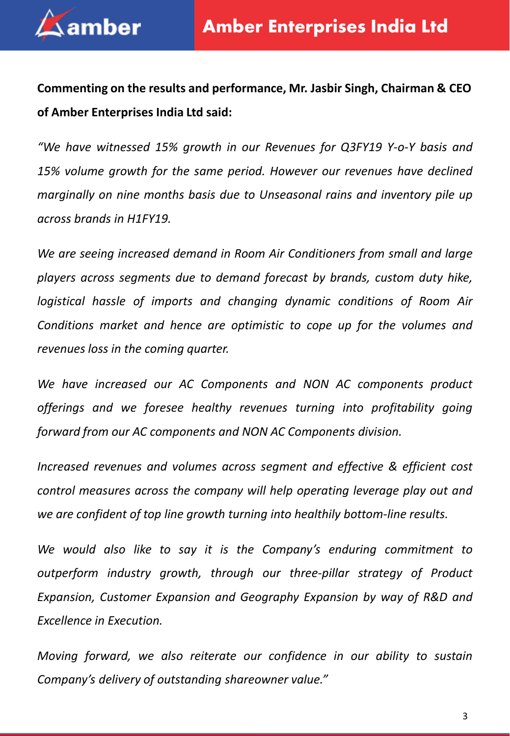**Commenting on the results and performance, Mr. Jasbir Singh, Chairman & CEO of Amber Enterprises India Ltd said:**

*"We have witnessed 15% growth in our Revenues for Q3FY19 Y-o-Y basis and 15% volume growth for the same period. However our revenues have declined marginally on nine months basis due to Unseasonal rains and inventory pile up across brands in H1FY19.*

*We are seeing increased demand in Room Air Conditioners from small and large players across segments due to demand forecast by brands, custom duty hike, logistical hassle of imports and changing dynamic conditions of Room Air Conditions market and hence are optimistic to cope up for the volumes and revenues loss in the coming quarter.*

*We have increased our AC Components and NON AC components product offerings and we foresee healthy revenues turning into profitability going forward from our AC components and NON AC Components division.*

*Increased revenues and volumes across segment and effective & efficient cost control measures across the company will help operating leverage play out and we are confident of top line growth turning into healthily bottom-line results.*

*We would also like to say it is the Company's enduring commitment to outperform industry growth, through our three-pillar strategy of Product Expansion, Customer Expansion and Geography Expansion by way of R&D and Excellence in Execution.*

*Moving forward, we also reiterate our confidence in our ability to sustain Company's delivery of outstanding shareowner value."*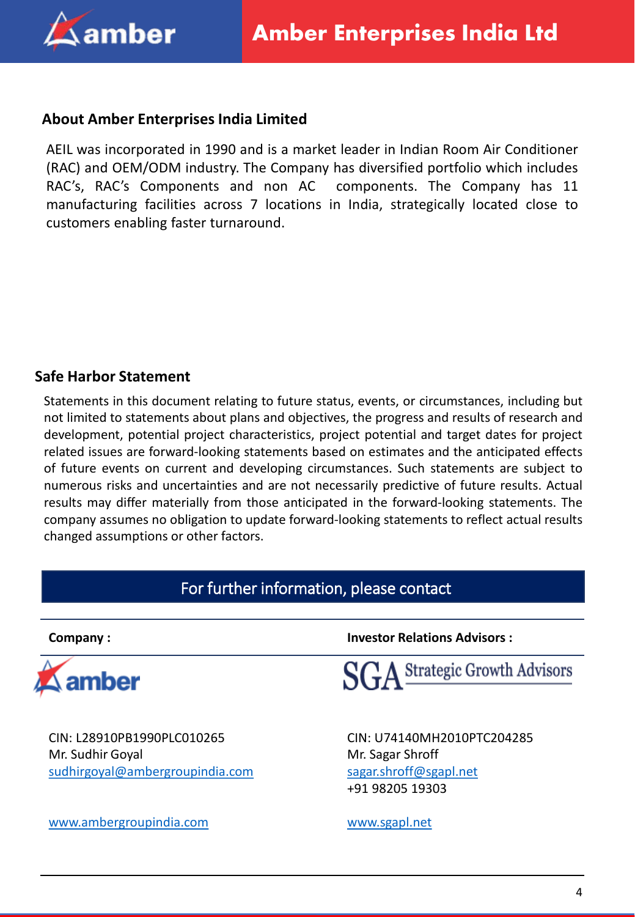## About Amber Enterprises India Limited

AEIL was incorporated in 1990 and is a market leader in Indian Room Air Conditioner (RAC) and OEM/ODM industry. The Company has diversified portfolio which includes RAC's, RAC's Components and non AC components. The Company has 11 manufacturing facilities across 7 locations in India, strategically located close to customers enabling faster turnaround.

## Safe Harbor Statement

Statements in this document relating to future status, events, or circumstances, including but not limited to statements about plans and objectives, the progress and results of research and development, potential project characteristics, project potential and target dates for project related issues are forward-looking statements based on estimates and the anticipated effects of future events on current and developing circumstances. Such statements are subject to numerous risks and uncertainties and are not necessarily predictive of future results. Actual results may differ materially from those anticipated in the forward-looking statements. The company assumes no obligation to update forward-looking statements to reflect actual results changed assumptions or other factors.

## For further information, please contact

**Company :**

amber

CIN: L28910PB1990PLC010265
Mr. Sudhir Goyal
sudhirgoyal@ambergroupindia.com

www.ambergroupindia.com

**Investor Relations Advisors :**

SGA Strategic Growth Advisors

CIN: U74140MH2010PTC204285
Mr. Sagar Shroff
sagar.shroff@sgapl.net
+91 98205 19303

www.sgapl.net